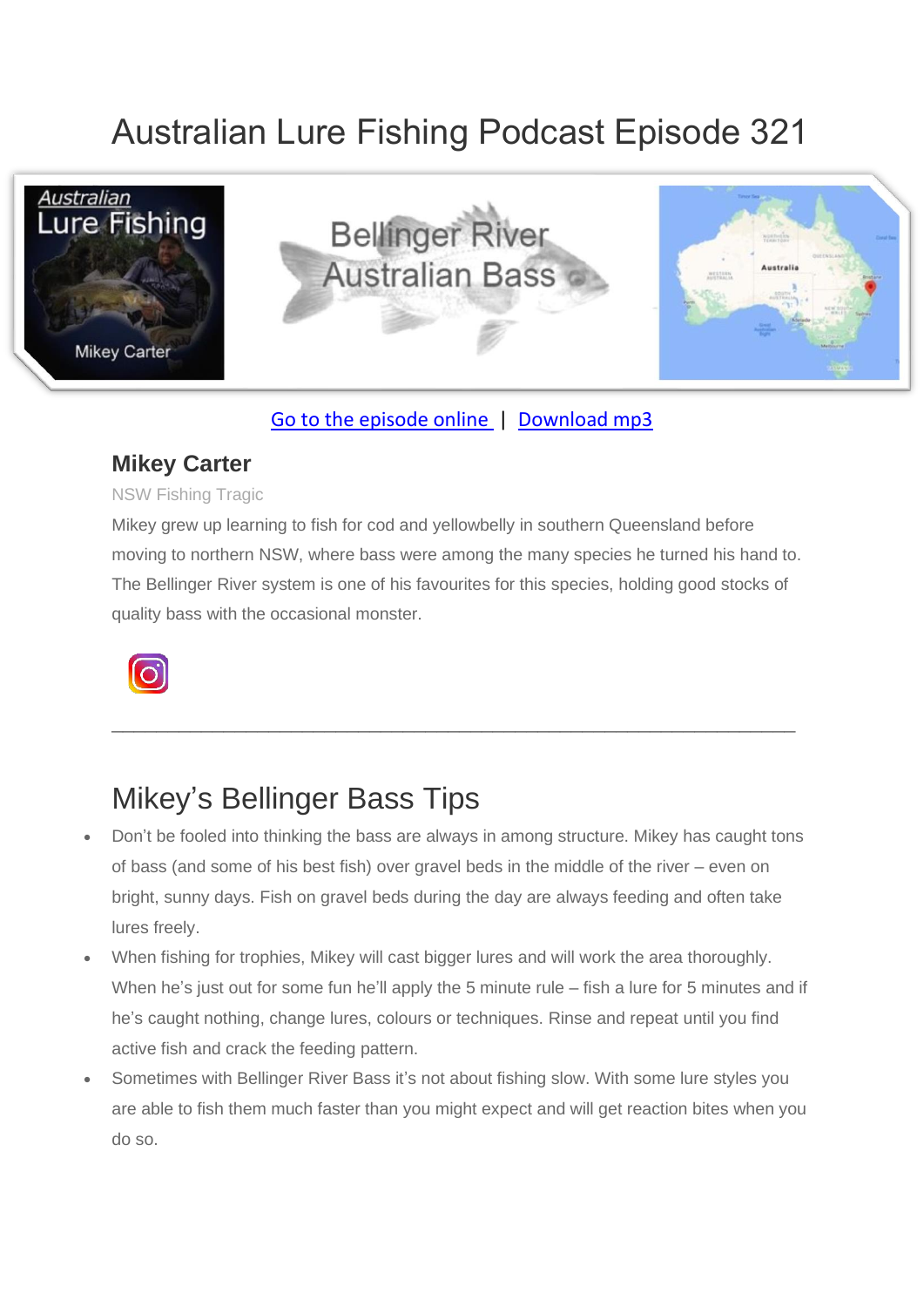# Australian Lure Fishing Podcast Episode 321

Go to the episode online | Download mp3

## Mikey Carter

NSW Fishing Tragic

Mikey grew up learning to fish for cod and yellowbelly in southern Queensland before moving to northern NSW, where bass were among the many species he turned his hand to. The Bellinger River system is one of his favourites for this species, holding good stocks of quality bass with the occasional monster.

---

# Mikey's Bellinger Bass Tips

- Don't be fooled into thinking the bass are always in among structure. Mikey has caught tons of bass (and some of his best fish) over gravel beds in the middle of the river – even on bright, sunny days. Fish on gravel beds during the day are always feeding and often take lures freely.
- When fishing for trophies, Mikey will cast bigger lures and will work the area thoroughly. When he's just out for some fun he'll apply the 5 minute rule – fish a lure for 5 minutes and if he's caught nothing, change lures, colours or techniques. Rinse and repeat until you find active fish and crack the feeding pattern.
- Sometimes with Bellinger River Bass it's not about fishing slow. With some lure styles you are able to fish them much faster than you might expect and will get reaction bites when you do so.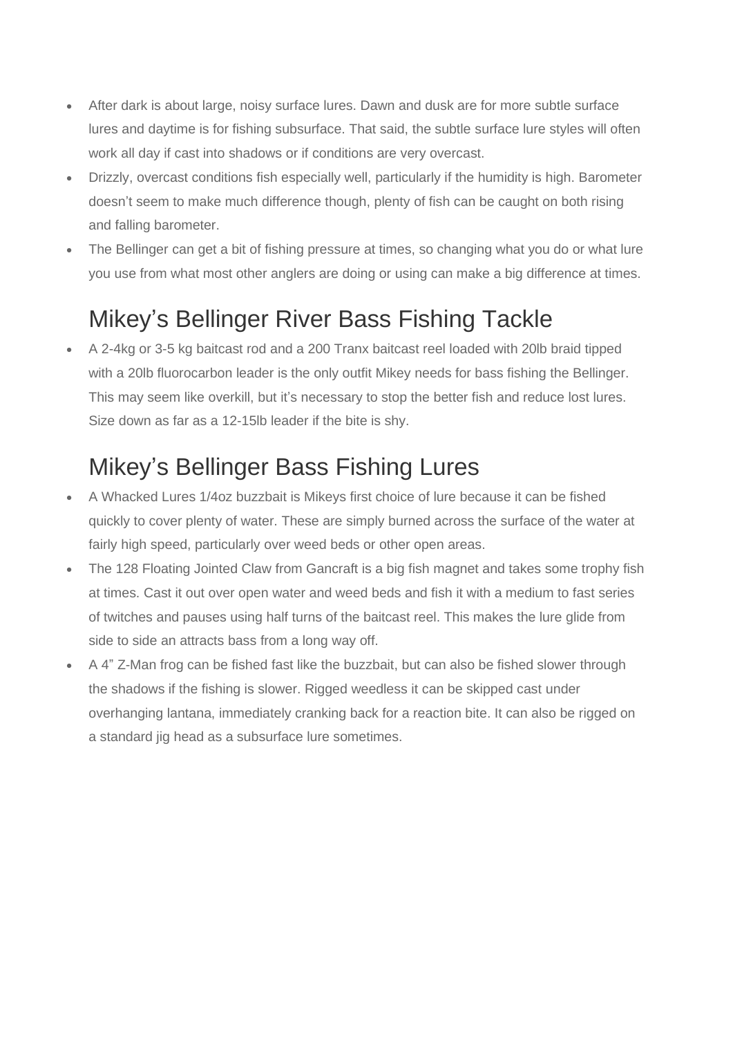- After dark is about large, noisy surface lures. Dawn and dusk are for more subtle surface lures and daytime is for fishing subsurface. That said, the subtle surface lure styles will often work all day if cast into shadows or if conditions are very overcast.
- Drizzly, overcast conditions fish especially well, particularly if the humidity is high. Barometer doesn't seem to make much difference though, plenty of fish can be caught on both rising and falling barometer.
- The Bellinger can get a bit of fishing pressure at times, so changing what you do or what lure you use from what most other anglers are doing or using can make a big difference at times.

## Mikey's Bellinger River Bass Fishing Tackle

- A 2-4kg or 3-5 kg baitcast rod and a 200 Tranx baitcast reel loaded with 20lb braid tipped with a 20lb fluorocarbon leader is the only outfit Mikey needs for bass fishing the Bellinger. This may seem like overkill, but it's necessary to stop the better fish and reduce lost lures. Size down as far as a 12-15lb leader if the bite is shy.

## Mikey's Bellinger Bass Fishing Lures

- A Whacked Lures 1/4oz buzzbait is Mikeys first choice of lure because it can be fished quickly to cover plenty of water. These are simply burned across the surface of the water at fairly high speed, particularly over weed beds or other open areas.
- The 128 Floating Jointed Claw from Gancraft is a big fish magnet and takes some trophy fish at times. Cast it out over open water and weed beds and fish it with a medium to fast series of twitches and pauses using half turns of the baitcast reel. This makes the lure glide from side to side an attracts bass from a long way off.
- A 4" Z-Man frog can be fished fast like the buzzbait, but can also be fished slower through the shadows if the fishing is slower. Rigged weedless it can be skipped cast under overhanging lantana, immediately cranking back for a reaction bite. It can also be rigged on a standard jig head as a subsurface lure sometimes.